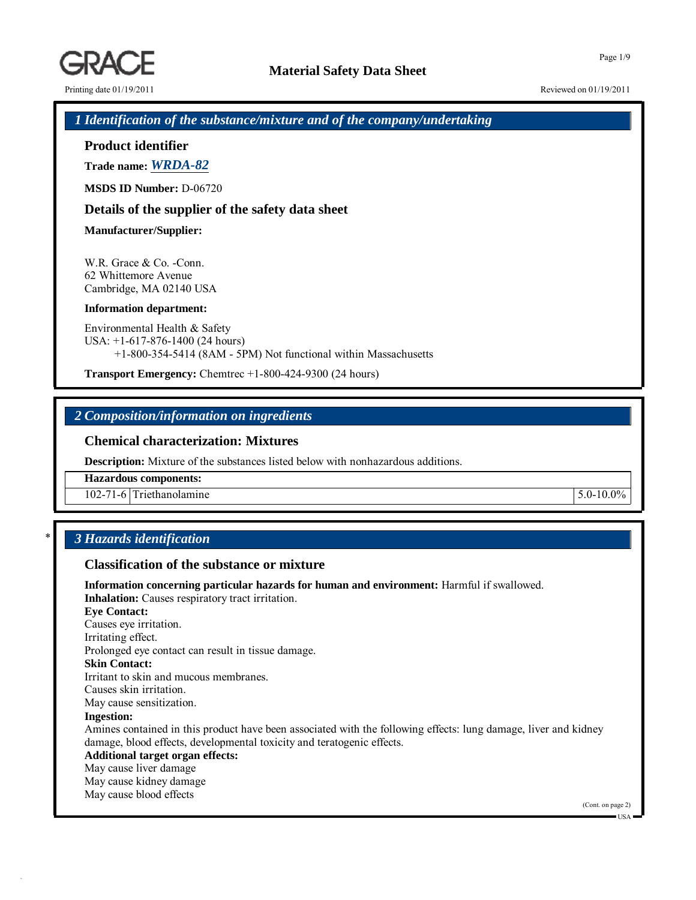# 1 Identification of the substance/mixture and of the company/undertaking

## Product identifier

**Trade name:** ***WRDA-82***

**MSDS ID Number:** D-06720

## Details of the supplier of the safety data sheet

**Manufacturer/Supplier:**

W.R. Grace & Co. -Conn.
62 Whittemore Avenue
Cambridge, MA 02140 USA

**Information department:**

Environmental Health & Safety
USA: +1-617-876-1400 (24 hours)
+1-800-354-5414 (8AM - 5PM) Not functional within Massachusetts

**Transport Emergency:** Chemtrec +1-800-424-9300 (24 hours)

# 2 Composition/information on ingredients

## Chemical characterization: Mixtures

**Description:** Mixture of the substances listed below with nonhazardous additions.

| Hazardous components: | | |
|---|---|---|
| 102-71-6 | Triethanolamine | 5.0-10.0% |

\* 

# 3 Hazards identification

## Classification of the substance or mixture

**Information concerning particular hazards for human and environment:** Harmful if swallowed.
**Inhalation:** Causes respiratory tract irritation.
**Eye Contact:**
Causes eye irritation.
Irritating effect.
Prolonged eye contact can result in tissue damage.
**Skin Contact:**
Irritant to skin and mucous membranes.
Causes skin irritation.
May cause sensitization.
**Ingestion:**
Amines contained in this product have been associated with the following effects: lung damage, liver and kidney damage, blood effects, developmental toxicity and teratogenic effects.
**Additional target organ effects:**
May cause liver damage
May cause kidney damage
May cause blood effects

(Cont. on page 2)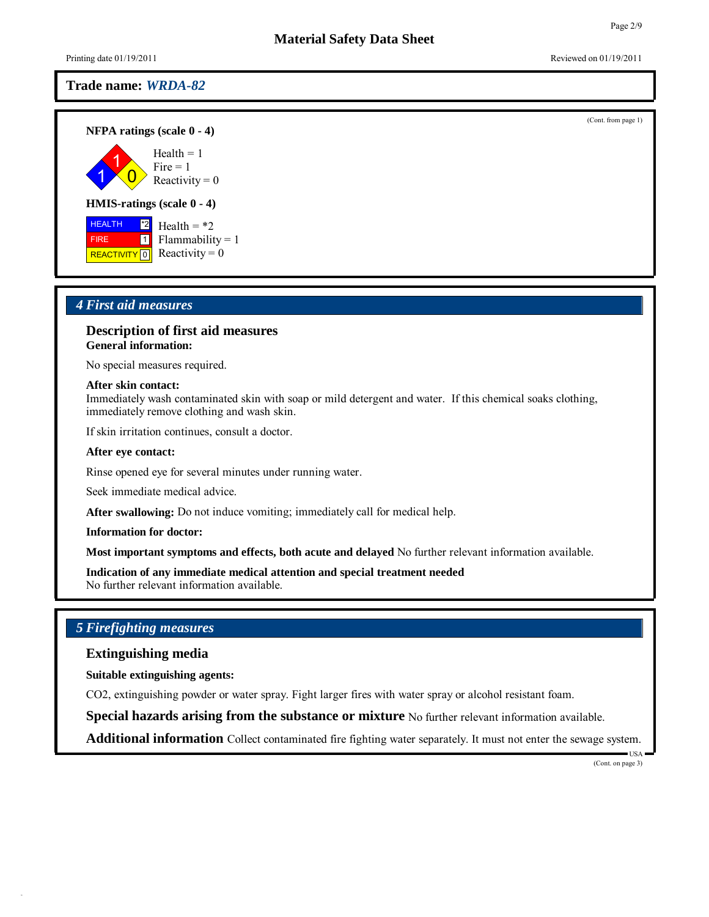Material Safety Data Sheet

Printing date 01/19/2011 Reviewed on 01/19/2011

**Trade name:** ***WRDA-82***

(Cont. from page 1)

**NFPA ratings (scale 0 - 4)**

Health = 1
Fire = 1
Reactivity = 0

**HMIS-ratings (scale 0 - 4)**

| | | |
|---|---|---|
| HEALTH | *2 | Health = *2 |
| FIRE | 1 | Flammability = 1 |
| REACTIVITY | 0 | Reactivity = 0 |

## *4 First aid measures*

### Description of first aid measures

**General information:**

No special measures required.

**After skin contact:**
Immediately wash contaminated skin with soap or mild detergent and water. If this chemical soaks clothing, immediately remove clothing and wash skin.

If skin irritation continues, consult a doctor.

**After eye contact:**

Rinse opened eye for several minutes under running water.

Seek immediate medical advice.

**After swallowing:** Do not induce vomiting; immediately call for medical help.

**Information for doctor:**

**Most important symptoms and effects, both acute and delayed** No further relevant information available.

**Indication of any immediate medical attention and special treatment needed**
No further relevant information available.

## *5 Firefighting measures*

### Extinguishing media

**Suitable extinguishing agents:**

$CO_2$, extinguishing powder or water spray. Fight larger fires with water spray or alcohol resistant foam.

**Special hazards arising from the substance or mixture** No further relevant information available.

**Additional information** Collect contaminated fire fighting water separately. It must not enter the sewage system.

USA

(Cont. on page 3)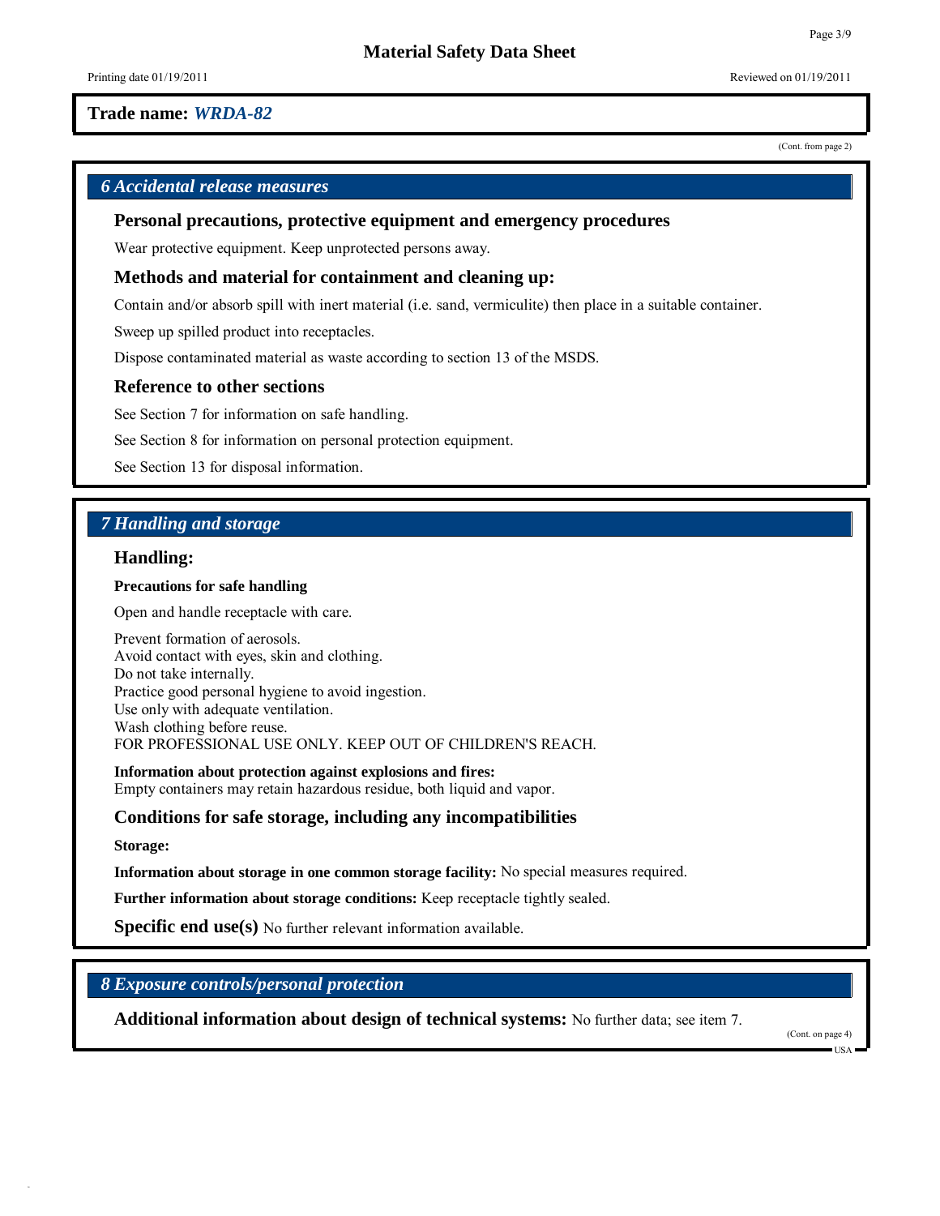Trade name: ***WRDA-82***

(Cont. from page 2)

## *6 Accidental release measures*

### Personal precautions, protective equipment and emergency procedures

Wear protective equipment. Keep unprotected persons away.

### Methods and material for containment and cleaning up:

Contain and/or absorb spill with inert material (i.e. sand, vermiculite) then place in a suitable container.

Sweep up spilled product into receptacles.

Dispose contaminated material as waste according to section 13 of the MSDS.

### Reference to other sections

See Section 7 for information on safe handling.

See Section 8 for information on personal protection equipment.

See Section 13 for disposal information.

## *7 Handling and storage*

### Handling:

**Precautions for safe handling**

Open and handle receptacle with care.

Prevent formation of aerosols.
Avoid contact with eyes, skin and clothing.
Do not take internally.
Practice good personal hygiene to avoid ingestion.
Use only with adequate ventilation.
Wash clothing before reuse.
FOR PROFESSIONAL USE ONLY. KEEP OUT OF CHILDREN'S REACH.

**Information about protection against explosions and fires:**
Empty containers may retain hazardous residue, both liquid and vapor.

### Conditions for safe storage, including any incompatibilities

**Storage:**

**Information about storage in one common storage facility:** No special measures required.

**Further information about storage conditions:** Keep receptacle tightly sealed.

**Specific end use(s)** No further relevant information available.

## *8 Exposure controls/personal protection*

**Additional information about design of technical systems:** No further data; see item 7.

(Cont. on page 4)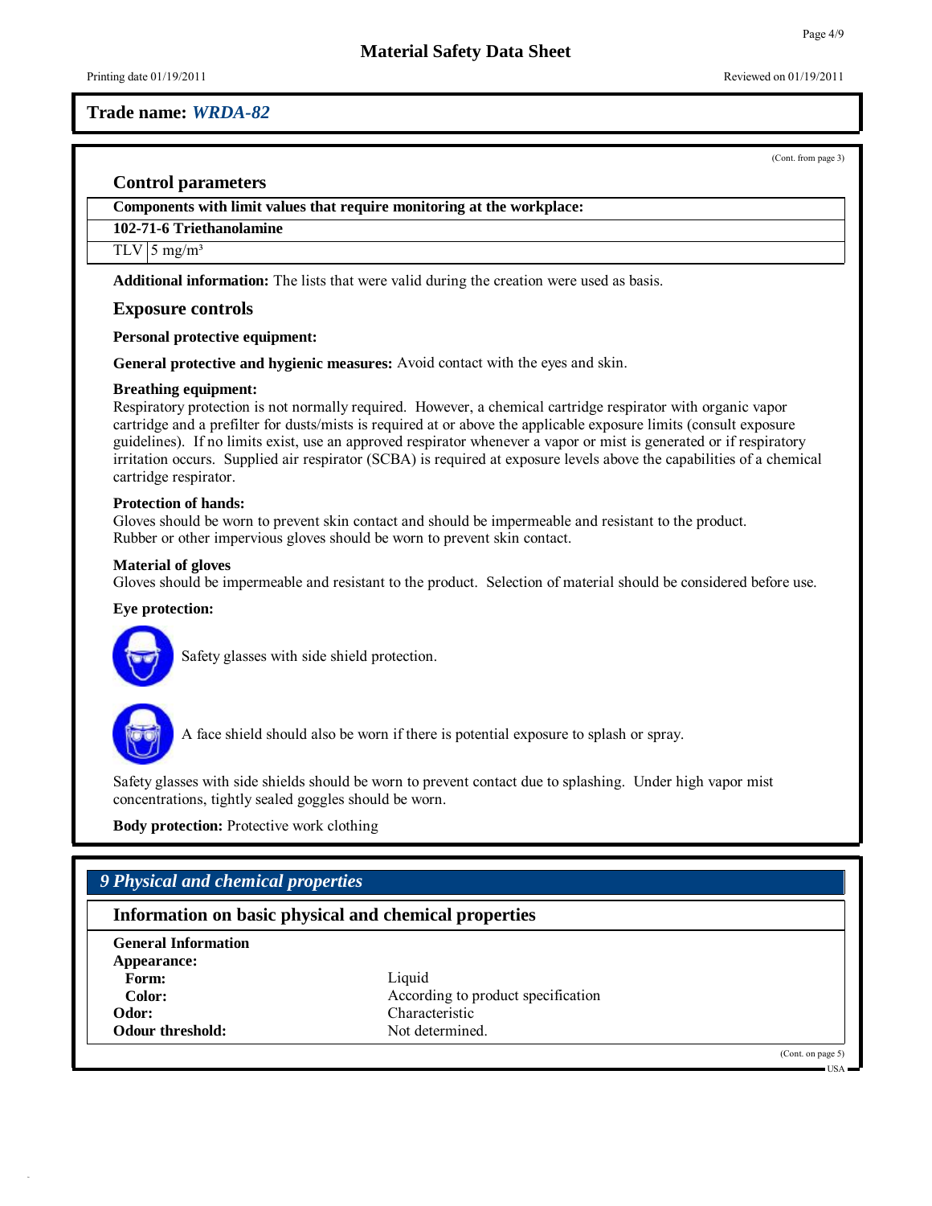**Trade name:** ***WRDA-82***

(Cont. from page 3)

### Control parameters

| Components with limit values that require monitoring at the workplace: | |
|---|---|
| **102-71-6 Triethanolamine** | |
| TLV | 5 mg/m³ |

**Additional information:** The lists that were valid during the creation were used as basis.

### Exposure controls

**Personal protective equipment:**

**General protective and hygienic measures:** Avoid contact with the eyes and skin.

**Breathing equipment:**
Respiratory protection is not normally required. However, a chemical cartridge respirator with organic vapor cartridge and a prefilter for dusts/mists is required at or above the applicable exposure limits (consult exposure guidelines). If no limits exist, use an approved respirator whenever a vapor or mist is generated or if respiratory irritation occurs. Supplied air respirator (SCBA) is required at exposure levels above the capabilities of a chemical cartridge respirator.

**Protection of hands:**
Gloves should be worn to prevent skin contact and should be impermeable and resistant to the product.
Rubber or other impervious gloves should be worn to prevent skin contact.

**Material of gloves**
Gloves should be impermeable and resistant to the product. Selection of material should be considered before use.

**Eye protection:**

Safety glasses with side shield protection.

A face shield should also be worn if there is potential exposure to splash or spray.

Safety glasses with side shields should be worn to prevent contact due to splashing. Under high vapor mist concentrations, tightly sealed goggles should be worn.

**Body protection:** Protective work clothing

## *9 Physical and chemical properties*

### Information on basic physical and chemical properties

**General Information**

**Appearance:**

| | |
|---|---|
| **Form:** | Liquid |
| **Color:** | According to product specification |
| **Odor:** | Characteristic |
| **Odour threshold:** | Not determined. |

(Cont. on page 5)

USA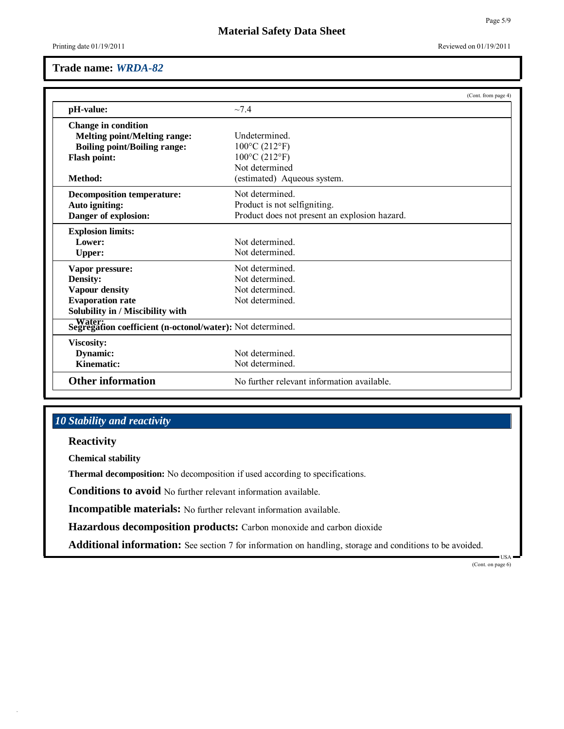**Trade name:** ***WRDA-82***

(Cont. from page 4)

| | |
|---|---|
| **pH-value:** | ~7.4 |
| **Change in condition** | |
| **Melting point/Melting range:** | Undetermined. |
| **Boiling point/Boiling range:** | 100°C (212°F) |
| **Flash point:** | 100°C (212°F) |
| | Not determined |
| **Method:** | (estimated) Aqueous system. |
| **Decomposition temperature:** | Not determined. |
| **Auto igniting:** | Product is not selfigniting. |
| **Danger of explosion:** | Product does not present an explosion hazard. |
| **Explosion limits:** | |
| **Lower:** | Not determined. |
| **Upper:** | Not determined. |
| **Vapor pressure:** | Not determined. |
| **Density:** | Not determined. |
| **Vapour density** | Not determined. |
| **Evaporation rate** | Not determined. |
| **Solubility in / Miscibility with** | |
| **Water:** | |
| **Segregation coefficient (n-octonol/water):** | Not determined. |
| **Viscosity:** | |
| **Dynamic:** | Not determined. |
| **Kinematic:** | Not determined. |
| **Other information** | No further relevant information available. |

## *10 Stability and reactivity*

### Reactivity

**Chemical stability**

**Thermal decomposition:** No decomposition if used according to specifications.

**Conditions to avoid** No further relevant information available.

**Incompatible materials:** No further relevant information available.

**Hazardous decomposition products:** Carbon monoxide and carbon dioxide

**Additional information:** See section 7 for information on handling, storage and conditions to be avoided.

(Cont. on page 6)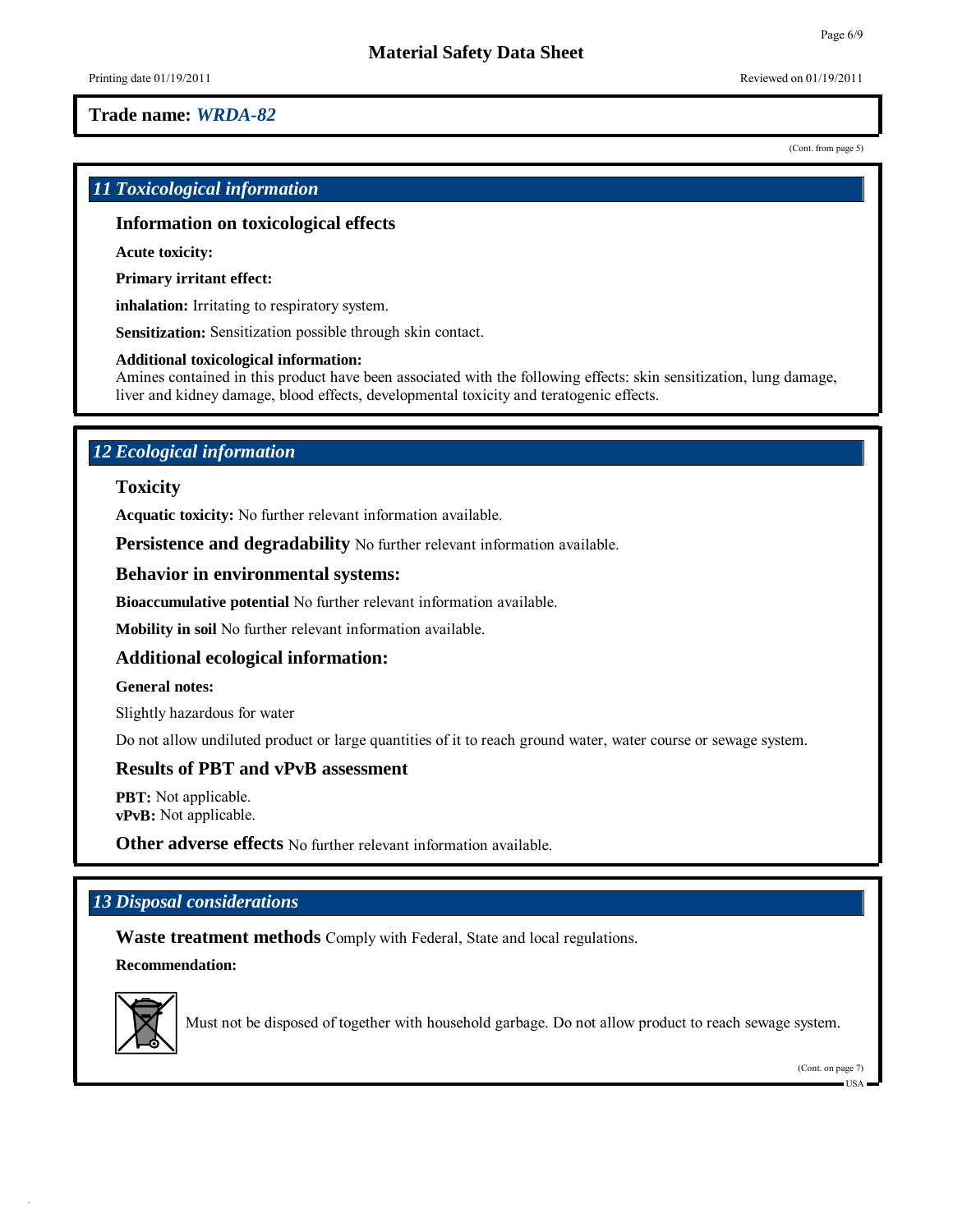**Trade name:** ***WRDA-82***

(Cont. from page 5)

## *11 Toxicological information*

### Information on toxicological effects

**Acute toxicity:**

**Primary irritant effect:**

**inhalation:** Irritating to respiratory system.

**Sensitization:** Sensitization possible through skin contact.

**Additional toxicological information:**
Amines contained in this product have been associated with the following effects: skin sensitization, lung damage, liver and kidney damage, blood effects, developmental toxicity and teratogenic effects.

## *12 Ecological information*

### Toxicity

**Acquatic toxicity:** No further relevant information available.

**Persistence and degradability** No further relevant information available.

### Behavior in environmental systems:

**Bioaccumulative potential** No further relevant information available.

**Mobility in soil** No further relevant information available.

### Additional ecological information:

**General notes:**

Slightly hazardous for water

Do not allow undiluted product or large quantities of it to reach ground water, water course or sewage system.

### Results of PBT and vPvB assessment

**PBT:** Not applicable.
**vPvB:** Not applicable.

**Other adverse effects** No further relevant information available.

## *13 Disposal considerations*

**Waste treatment methods** Comply with Federal, State and local regulations.

**Recommendation:**

Must not be disposed of together with household garbage. Do not allow product to reach sewage system.

(Cont. on page 7)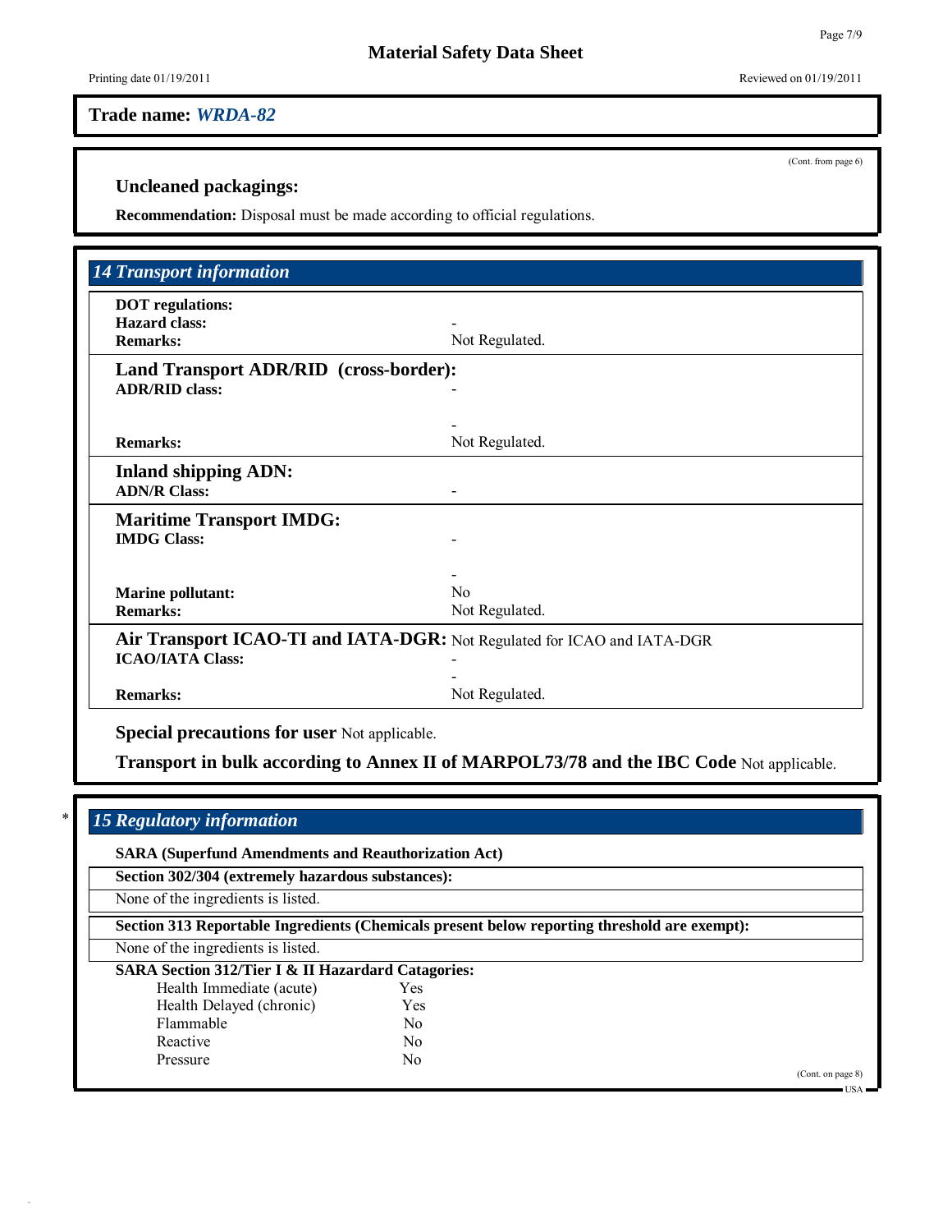**Trade name:** ***WRDA-82***

(Cont. from page 6)

### Uncleaned packagings:

**Recommendation:** Disposal must be made according to official regulations.

## *14 Transport information*

**DOT regulations:**

| | |
|---|---|
| **Hazard class:** | - |
| **Remarks:** | Not Regulated. |

**Land Transport ADR/RID (cross-border):**

| | |
|---|---|
| **ADR/RID class:** | - |
| | - |
| **Remarks:** | Not Regulated. |

**Inland shipping ADN:**

| | |
|---|---|
| **ADN/R Class:** | - |

**Maritime Transport IMDG:**

| | |
|---|---|
| **IMDG Class:** | - |
| | - |
| **Marine pollutant:** | No |
| **Remarks:** | Not Regulated. |

**Air Transport ICAO-TI and IATA-DGR:** Not Regulated for ICAO and IATA-DGR

| | |
|---|---|
| **ICAO/IATA Class:** | - |
| | - |
| **Remarks:** | Not Regulated. |

**Special precautions for user** Not applicable.

**Transport in bulk according to Annex II of MARPOL73/78 and the IBC Code** Not applicable.

## * *15 Regulatory information*

**SARA (Superfund Amendments and Reauthorization Act)**

**Section 302/304 (extremely hazardous substances):**

None of the ingredients is listed.

**Section 313 Reportable Ingredients (Chemicals present below reporting threshold are exempt):**

None of the ingredients is listed.

**SARA Section 312/Tier I & II Hazardard Catagories:**

| | |
|---|---|
| Health Immediate (acute) | Yes |
| Health Delayed (chronic) | Yes |
| Flammable | No |
| Reactive | No |
| Pressure | No |

(Cont. on page 8)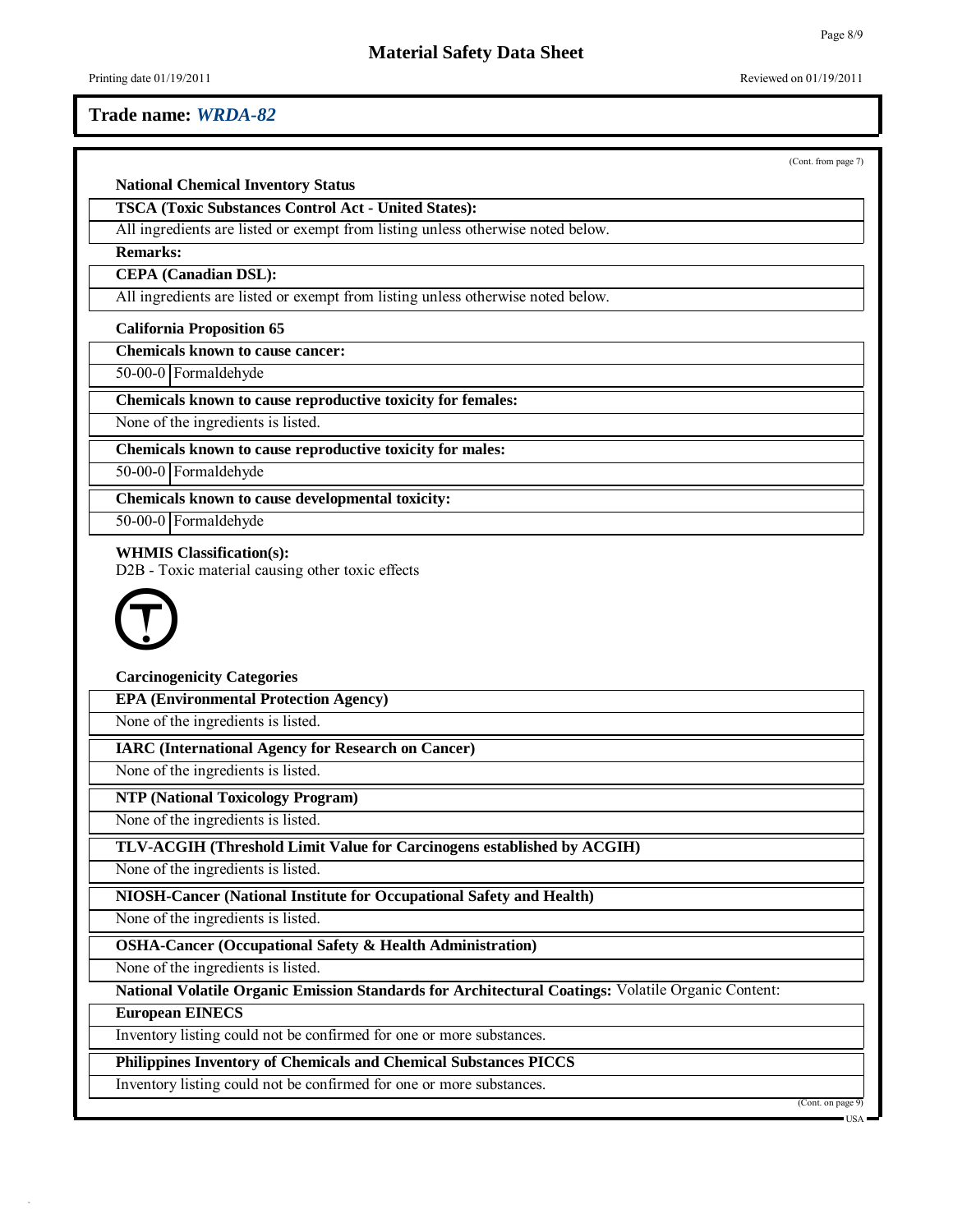**Trade name:** ***WRDA-82***

(Cont. from page 7)

**National Chemical Inventory Status**

**TSCA (Toxic Substances Control Act - United States):**

All ingredients are listed or exempt from listing unless otherwise noted below.

**Remarks:**

**CEPA (Canadian DSL):**

All ingredients are listed or exempt from listing unless otherwise noted below.

**California Proposition 65**

**Chemicals known to cause cancer:**

| 50-00-0 | Formaldehyde |
|---|---|

**Chemicals known to cause reproductive toxicity for females:**

None of the ingredients is listed.

**Chemicals known to cause reproductive toxicity for males:**

| 50-00-0 | Formaldehyde |
|---|---|

**Chemicals known to cause developmental toxicity:**

| 50-00-0 | Formaldehyde |
|---|---|

**WHMIS Classification(s):**

D2B - Toxic material causing other toxic effects

**Carcinogenicity Categories**

**EPA (Environmental Protection Agency)**

None of the ingredients is listed.

**IARC (International Agency for Research on Cancer)**

None of the ingredients is listed.

**NTP (National Toxicology Program)**

None of the ingredients is listed.

**TLV-ACGIH (Threshold Limit Value for Carcinogens established by ACGIH)**

None of the ingredients is listed.

**NIOSH-Cancer (National Institute for Occupational Safety and Health)**

None of the ingredients is listed.

**OSHA-Cancer (Occupational Safety & Health Administration)**

None of the ingredients is listed.

**National Volatile Organic Emission Standards for Architectural Coatings:** Volatile Organic Content:

**European EINECS**

Inventory listing could not be confirmed for one or more substances.

**Philippines Inventory of Chemicals and Chemical Substances PICCS**

Inventory listing could not be confirmed for one or more substances.

(Cont. on page 9)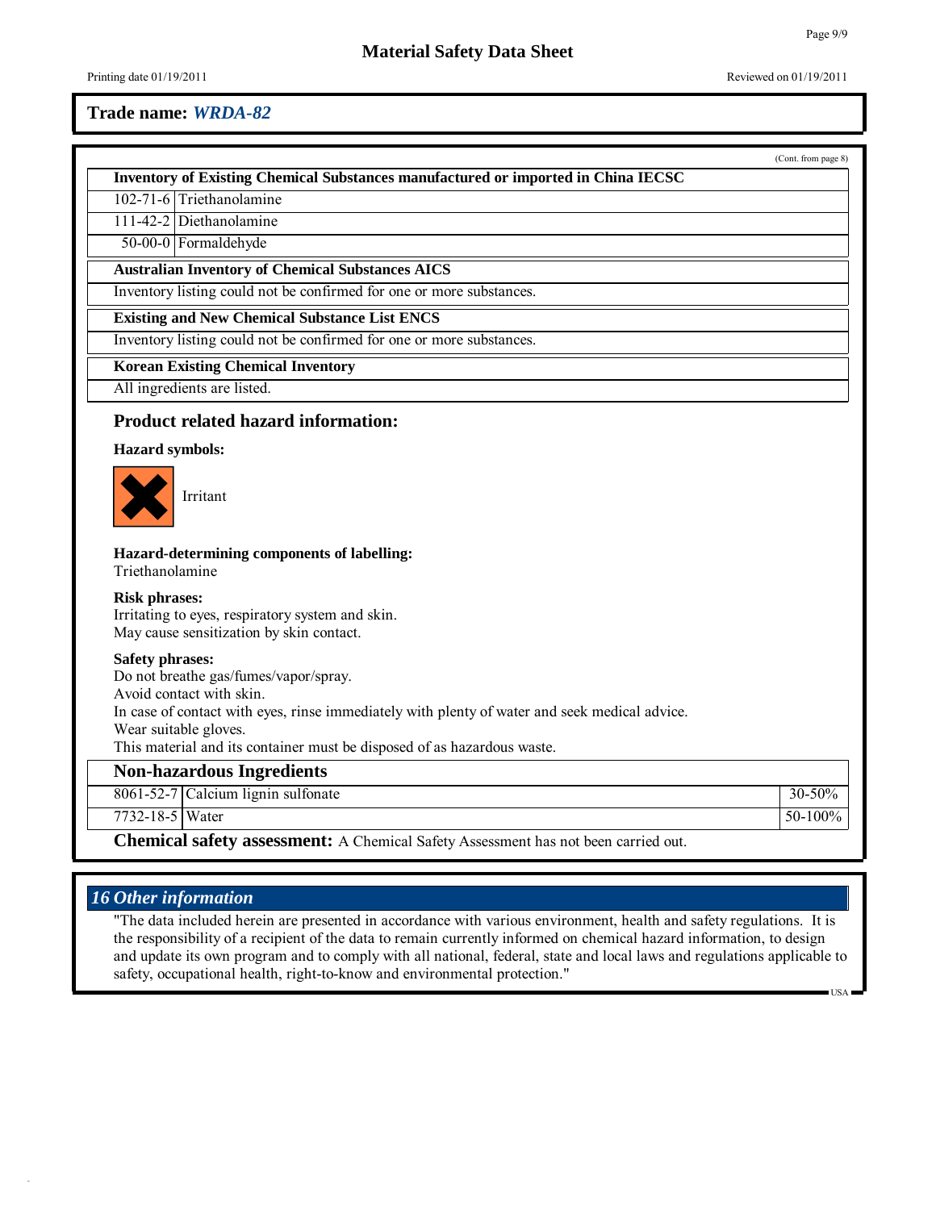# Material Safety Data Sheet

Printing date 01/19/2011 Reviewed on 01/19/2011

**Trade name:** ***WRDA-82***

(Cont. from page 8)

**Inventory of Existing Chemical Substances manufactured or imported in China IECSC**

| | |
|---|---|
| 102-71-6 | Triethanolamine |
| 111-42-2 | Diethanolamine |
| 50-00-0 | Formaldehyde |

**Australian Inventory of Chemical Substances AICS**

Inventory listing could not be confirmed for one or more substances.

**Existing and New Chemical Substance List ENCS**

Inventory listing could not be confirmed for one or more substances.

**Korean Existing Chemical Inventory**

All ingredients are listed.

## Product related hazard information:

**Hazard symbols:**

Irritant

**Hazard-determining components of labelling:**
Triethanolamine

**Risk phrases:**
Irritating to eyes, respiratory system and skin.
May cause sensitization by skin contact.

**Safety phrases:**
Do not breathe gas/fumes/vapor/spray.
Avoid contact with skin.
In case of contact with eyes, rinse immediately with plenty of water and seek medical advice.
Wear suitable gloves.
This material and its container must be disposed of as hazardous waste.

### Non-hazardous Ingredients

| | | |
|---|---|---|
| 8061-52-7 | Calcium lignin sulfonate | 30-50% |
| 7732-18-5 | Water | 50-100% |

**Chemical safety assessment:** A Chemical Safety Assessment has not been carried out.

## *16 Other information*

"The data included herein are presented in accordance with various environment, health and safety regulations. It is the responsibility of a recipient of the data to remain currently informed on chemical hazard information, to design and update its own program and to comply with all national, federal, state and local laws and regulations applicable to safety, occupational health, right-to-know and environmental protection."

USA